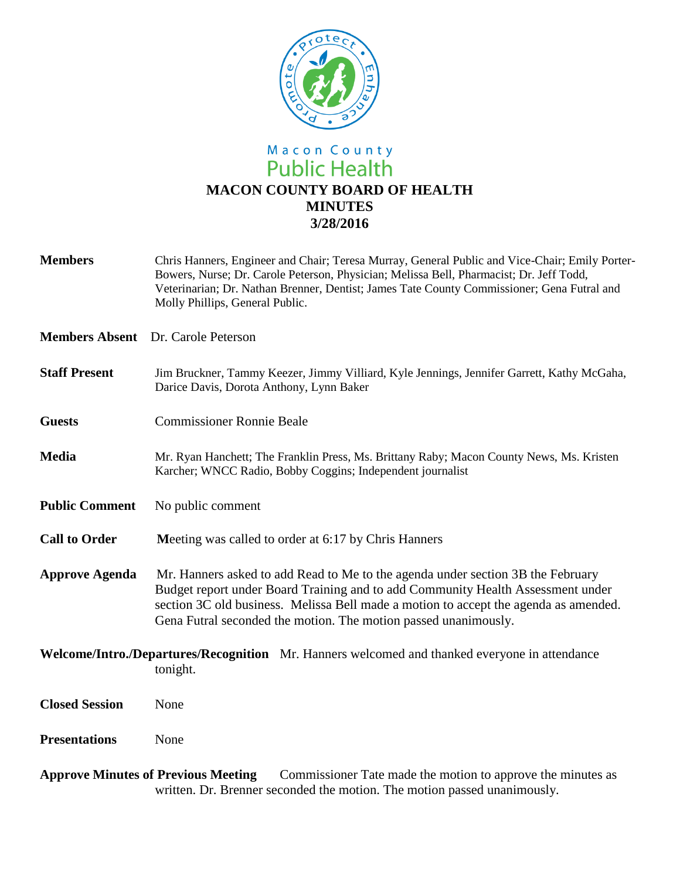Macon County
Public Health

# MACON COUNTY BOARD OF HEALTH
# MINUTES
# 3/28/2016

**Members** Chris Hanners, Engineer and Chair; Teresa Murray, General Public and Vice-Chair; Emily Porter-Bowers, Nurse; Dr. Carole Peterson, Physician; Melissa Bell, Pharmacist; Dr. Jeff Todd, Veterinarian; Dr. Nathan Brenner, Dentist; James Tate County Commissioner; Gena Futral and Molly Phillips, General Public.

**Members Absent** Dr. Carole Peterson

**Staff Present** Jim Bruckner, Tammy Keezer, Jimmy Villiard, Kyle Jennings, Jennifer Garrett, Kathy McGaha, Darice Davis, Dorota Anthony, Lynn Baker

**Guests** Commissioner Ronnie Beale

**Media** Mr. Ryan Hanchett; The Franklin Press, Ms. Brittany Raby; Macon County News, Ms. Kristen Karcher; WNCC Radio, Bobby Coggins; Independent journalist

**Public Comment** No public comment

**Call to Order** Meeting was called to order at 6:17 by Chris Hanners

**Approve Agenda** Mr. Hanners asked to add Read to Me to the agenda under section 3B the February Budget report under Board Training and to add Community Health Assessment under section 3C old business. Melissa Bell made a motion to accept the agenda as amended. Gena Futral seconded the motion. The motion passed unanimously.

**Welcome/Intro./Departures/Recognition** Mr. Hanners welcomed and thanked everyone in attendance tonight.

**Closed Session** None

**Presentations** None

**Approve Minutes of Previous Meeting** Commissioner Tate made the motion to approve the minutes as written. Dr. Brenner seconded the motion. The motion passed unanimously.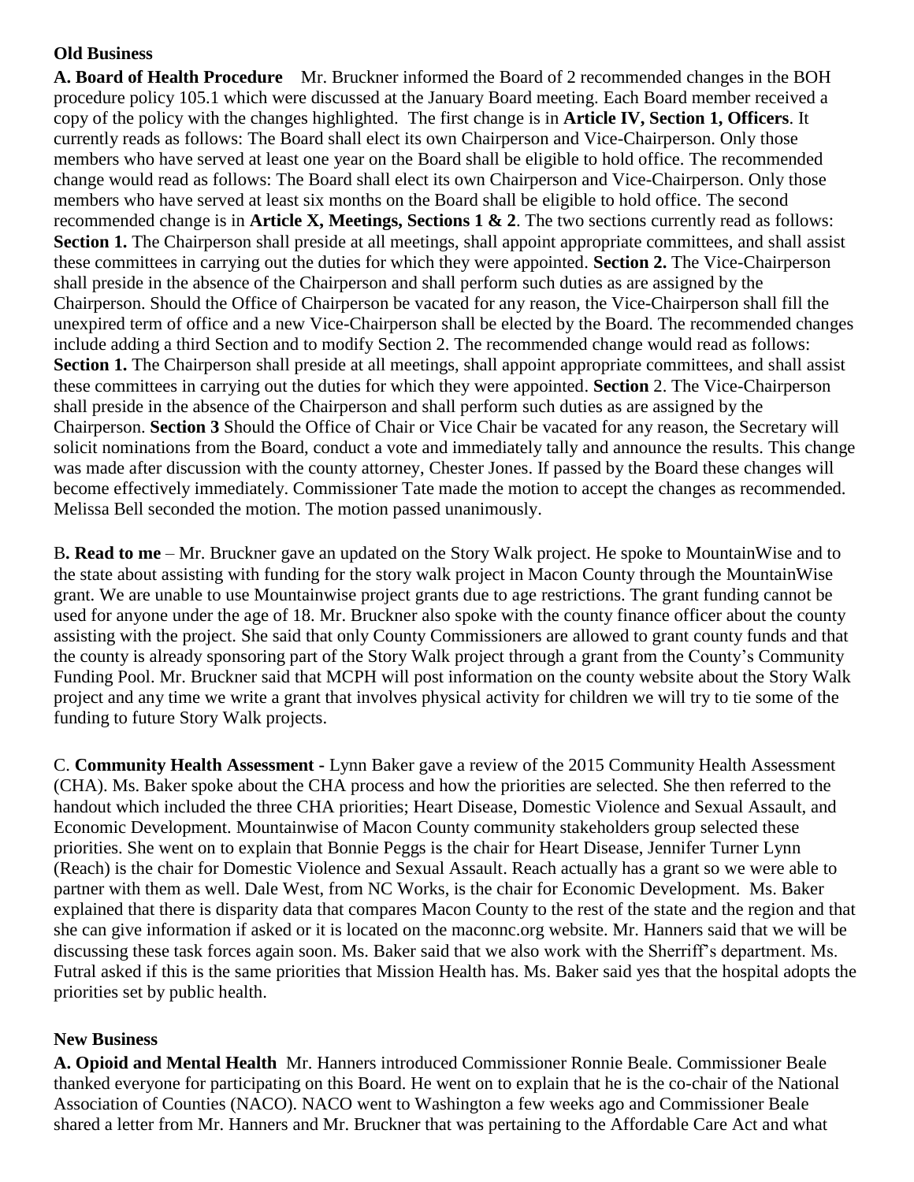## Old Business

**A. Board of Health Procedure** Mr. Bruckner informed the Board of 2 recommended changes in the BOH procedure policy 105.1 which were discussed at the January Board meeting. Each Board member received a copy of the policy with the changes highlighted. The first change is in **Article IV, Section 1, Officers**. It currently reads as follows: The Board shall elect its own Chairperson and Vice-Chairperson. Only those members who have served at least one year on the Board shall be eligible to hold office. The recommended change would read as follows: The Board shall elect its own Chairperson and Vice-Chairperson. Only those members who have served at least six months on the Board shall be eligible to hold office. The second recommended change is in **Article X, Meetings, Sections 1 & 2**. The two sections currently read as follows: **Section 1.** The Chairperson shall preside at all meetings, shall appoint appropriate committees, and shall assist these committees in carrying out the duties for which they were appointed. **Section 2.** The Vice-Chairperson shall preside in the absence of the Chairperson and shall perform such duties as are assigned by the Chairperson. Should the Office of Chairperson be vacated for any reason, the Vice-Chairperson shall fill the unexpired term of office and a new Vice-Chairperson shall be elected by the Board. The recommended changes include adding a third Section and to modify Section 2. The recommended change would read as follows: **Section 1.** The Chairperson shall preside at all meetings, shall appoint appropriate committees, and shall assist these committees in carrying out the duties for which they were appointed. **Section** 2. The Vice-Chairperson shall preside in the absence of the Chairperson and shall perform such duties as are assigned by the Chairperson. **Section 3** Should the Office of Chair or Vice Chair be vacated for any reason, the Secretary will solicit nominations from the Board, conduct a vote and immediately tally and announce the results. This change was made after discussion with the county attorney, Chester Jones. If passed by the Board these changes will become effectively immediately. Commissioner Tate made the motion to accept the changes as recommended. Melissa Bell seconded the motion. The motion passed unanimously.

B**. Read to me** – Mr. Bruckner gave an updated on the Story Walk project. He spoke to MountainWise and to the state about assisting with funding for the story walk project in Macon County through the MountainWise grant. We are unable to use Mountainwise project grants due to age restrictions. The grant funding cannot be used for anyone under the age of 18. Mr. Bruckner also spoke with the county finance officer about the county assisting with the project. She said that only County Commissioners are allowed to grant county funds and that the county is already sponsoring part of the Story Walk project through a grant from the County's Community Funding Pool. Mr. Bruckner said that MCPH will post information on the county website about the Story Walk project and any time we write a grant that involves physical activity for children we will try to tie some of the funding to future Story Walk projects.

C. **Community Health Assessment -** Lynn Baker gave a review of the 2015 Community Health Assessment (CHA). Ms. Baker spoke about the CHA process and how the priorities are selected. She then referred to the handout which included the three CHA priorities; Heart Disease, Domestic Violence and Sexual Assault, and Economic Development. Mountainwise of Macon County community stakeholders group selected these priorities. She went on to explain that Bonnie Peggs is the chair for Heart Disease, Jennifer Turner Lynn (Reach) is the chair for Domestic Violence and Sexual Assault. Reach actually has a grant so we were able to partner with them as well. Dale West, from NC Works, is the chair for Economic Development. Ms. Baker explained that there is disparity data that compares Macon County to the rest of the state and the region and that she can give information if asked or it is located on the maconnc.org website. Mr. Hanners said that we will be discussing these task forces again soon. Ms. Baker said that we also work with the Sherriff's department. Ms. Futral asked if this is the same priorities that Mission Health has. Ms. Baker said yes that the hospital adopts the priorities set by public health.

## New Business

**A. Opioid and Mental Health** Mr. Hanners introduced Commissioner Ronnie Beale. Commissioner Beale thanked everyone for participating on this Board. He went on to explain that he is the co-chair of the National Association of Counties (NACO). NACO went to Washington a few weeks ago and Commissioner Beale shared a letter from Mr. Hanners and Mr. Bruckner that was pertaining to the Affordable Care Act and what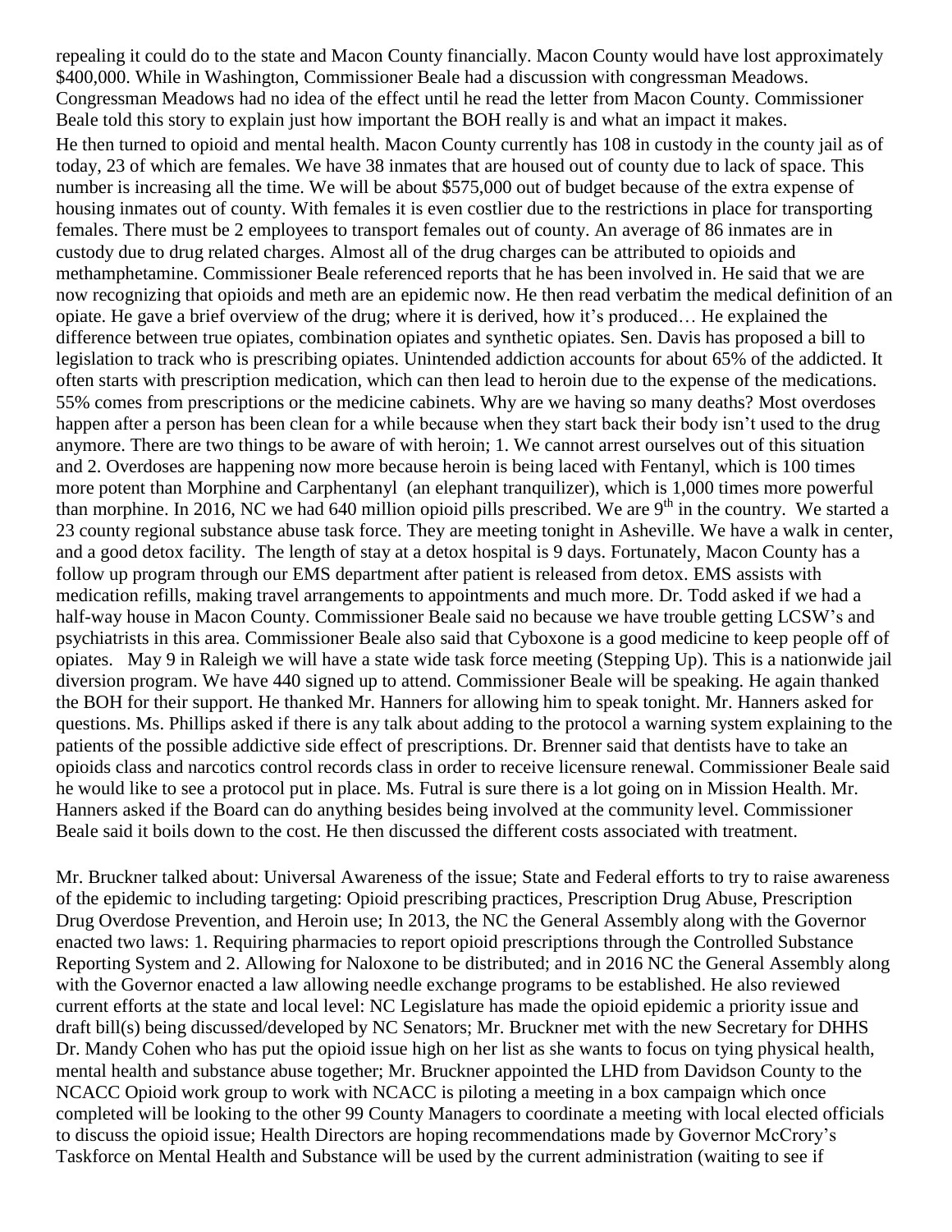repealing it could do to the state and Macon County financially. Macon County would have lost approximately $400,000. While in Washington, Commissioner Beale had a discussion with congressman Meadows. Congressman Meadows had no idea of the effect until he read the letter from Macon County. Commissioner Beale told this story to explain just how important the BOH really is and what an impact it makes.

He then turned to opioid and mental health. Macon County currently has 108 in custody in the county jail as of today, 23 of which are females. We have 38 inmates that are housed out of county due to lack of space. This number is increasing all the time. We will be about $575,000 out of budget because of the extra expense of housing inmates out of county. With females it is even costlier due to the restrictions in place for transporting females. There must be 2 employees to transport females out of county. An average of 86 inmates are in custody due to drug related charges. Almost all of the drug charges can be attributed to opioids and methamphetamine. Commissioner Beale referenced reports that he has been involved in. He said that we are now recognizing that opioids and meth are an epidemic now. He then read verbatim the medical definition of an opiate. He gave a brief overview of the drug; where it is derived, how it's produced… He explained the difference between true opiates, combination opiates and synthetic opiates. Sen. Davis has proposed a bill to legislation to track who is prescribing opiates. Unintended addiction accounts for about 65% of the addicted. It often starts with prescription medication, which can then lead to heroin due to the expense of the medications. 55% comes from prescriptions or the medicine cabinets. Why are we having so many deaths? Most overdoses happen after a person has been clean for a while because when they start back their body isn't used to the drug anymore. There are two things to be aware of with heroin; 1. We cannot arrest ourselves out of this situation and 2. Overdoses are happening now more because heroin is being laced with Fentanyl, which is 100 times more potent than Morphine and Carphentanyl (an elephant tranquilizer), which is 1,000 times more powerful than morphine. In 2016, NC we had 640 million opioid pills prescribed. We are 9th in the country. We started a 23 county regional substance abuse task force. They are meeting tonight in Asheville. We have a walk in center, and a good detox facility. The length of stay at a detox hospital is 9 days. Fortunately, Macon County has a follow up program through our EMS department after patient is released from detox. EMS assists with medication refills, making travel arrangements to appointments and much more. Dr. Todd asked if we had a half-way house in Macon County. Commissioner Beale said no because we have trouble getting LCSW's and psychiatrists in this area. Commissioner Beale also said that Cyboxone is a good medicine to keep people off of opiates. May 9 in Raleigh we will have a state wide task force meeting (Stepping Up). This is a nationwide jail diversion program. We have 440 signed up to attend. Commissioner Beale will be speaking. He again thanked the BOH for their support. He thanked Mr. Hanners for allowing him to speak tonight. Mr. Hanners asked for questions. Ms. Phillips asked if there is any talk about adding to the protocol a warning system explaining to the patients of the possible addictive side effect of prescriptions. Dr. Brenner said that dentists have to take an opioids class and narcotics control records class in order to receive licensure renewal. Commissioner Beale said he would like to see a protocol put in place. Ms. Futral is sure there is a lot going on in Mission Health. Mr. Hanners asked if the Board can do anything besides being involved at the community level. Commissioner Beale said it boils down to the cost. He then discussed the different costs associated with treatment.

Mr. Bruckner talked about: Universal Awareness of the issue; State and Federal efforts to try to raise awareness of the epidemic to including targeting: Opioid prescribing practices, Prescription Drug Abuse, Prescription Drug Overdose Prevention, and Heroin use; In 2013, the NC the General Assembly along with the Governor enacted two laws: 1. Requiring pharmacies to report opioid prescriptions through the Controlled Substance Reporting System and 2. Allowing for Naloxone to be distributed; and in 2016 NC the General Assembly along with the Governor enacted a law allowing needle exchange programs to be established. He also reviewed current efforts at the state and local level: NC Legislature has made the opioid epidemic a priority issue and draft bill(s) being discussed/developed by NC Senators; Mr. Bruckner met with the new Secretary for DHHS Dr. Mandy Cohen who has put the opioid issue high on her list as she wants to focus on tying physical health, mental health and substance abuse together; Mr. Bruckner appointed the LHD from Davidson County to the NCACC Opioid work group to work with NCACC is piloting a meeting in a box campaign which once completed will be looking to the other 99 County Managers to coordinate a meeting with local elected officials to discuss the opioid issue; Health Directors are hoping recommendations made by Governor McCrory's Taskforce on Mental Health and Substance will be used by the current administration (waiting to see if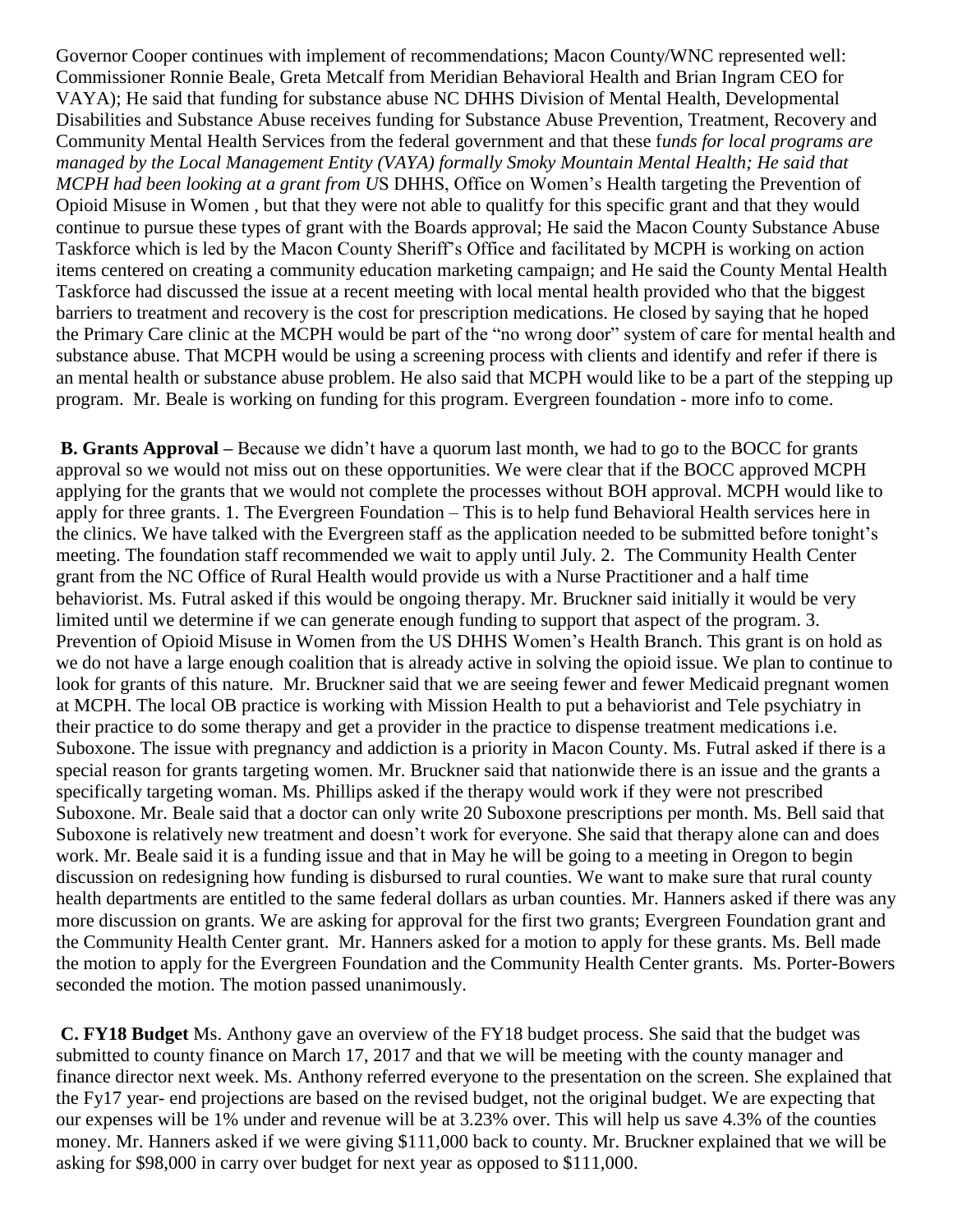Governor Cooper continues with implement of recommendations; Macon County/WNC represented well: Commissioner Ronnie Beale, Greta Metcalf from Meridian Behavioral Health and Brian Ingram CEO for VAYA); He said that funding for substance abuse NC DHHS Division of Mental Health, Developmental Disabilities and Substance Abuse receives funding for Substance Abuse Prevention, Treatment, Recovery and Community Mental Health Services from the federal government and that these f*unds for local programs are managed by the Local Management Entity (VAYA) formally Smoky Mountain Mental Health; He said that MCPH had been looking at a grant from U*S DHHS, Office on Women's Health targeting the Prevention of Opioid Misuse in Women , but that they were not able to qualitfy for this specific grant and that they would continue to pursue these types of grant with the Boards approval; He said the Macon County Substance Abuse Taskforce which is led by the Macon County Sheriff's Office and facilitated by MCPH is working on action items centered on creating a community education marketing campaign; and He said the County Mental Health Taskforce had discussed the issue at a recent meeting with local mental health provided who that the biggest barriers to treatment and recovery is the cost for prescription medications. He closed by saying that he hoped the Primary Care clinic at the MCPH would be part of the "no wrong door" system of care for mental health and substance abuse. That MCPH would be using a screening process with clients and identify and refer if there is an mental health or substance abuse problem. He also said that MCPH would like to be a part of the stepping up program. Mr. Beale is working on funding for this program. Evergreen foundation - more info to come.

**B. Grants Approval –** Because we didn't have a quorum last month, we had to go to the BOCC for grants approval so we would not miss out on these opportunities. We were clear that if the BOCC approved MCPH applying for the grants that we would not complete the processes without BOH approval. MCPH would like to apply for three grants. 1. The Evergreen Foundation – This is to help fund Behavioral Health services here in the clinics. We have talked with the Evergreen staff as the application needed to be submitted before tonight's meeting. The foundation staff recommended we wait to apply until July. 2. The Community Health Center grant from the NC Office of Rural Health would provide us with a Nurse Practitioner and a half time behaviorist. Ms. Futral asked if this would be ongoing therapy. Mr. Bruckner said initially it would be very limited until we determine if we can generate enough funding to support that aspect of the program. 3. Prevention of Opioid Misuse in Women from the US DHHS Women's Health Branch. This grant is on hold as we do not have a large enough coalition that is already active in solving the opioid issue. We plan to continue to look for grants of this nature. Mr. Bruckner said that we are seeing fewer and fewer Medicaid pregnant women at MCPH. The local OB practice is working with Mission Health to put a behaviorist and Tele psychiatry in their practice to do some therapy and get a provider in the practice to dispense treatment medications i.e. Suboxone. The issue with pregnancy and addiction is a priority in Macon County. Ms. Futral asked if there is a special reason for grants targeting women. Mr. Bruckner said that nationwide there is an issue and the grants a specifically targeting woman. Ms. Phillips asked if the therapy would work if they were not prescribed Suboxone. Mr. Beale said that a doctor can only write 20 Suboxone prescriptions per month. Ms. Bell said that Suboxone is relatively new treatment and doesn't work for everyone. She said that therapy alone can and does work. Mr. Beale said it is a funding issue and that in May he will be going to a meeting in Oregon to begin discussion on redesigning how funding is disbursed to rural counties. We want to make sure that rural county health departments are entitled to the same federal dollars as urban counties. Mr. Hanners asked if there was any more discussion on grants. We are asking for approval for the first two grants; Evergreen Foundation grant and the Community Health Center grant. Mr. Hanners asked for a motion to apply for these grants. Ms. Bell made the motion to apply for the Evergreen Foundation and the Community Health Center grants. Ms. Porter-Bowers seconded the motion. The motion passed unanimously.

**C. FY18 Budget** Ms. Anthony gave an overview of the FY18 budget process. She said that the budget was submitted to county finance on March 17, 2017 and that we will be meeting with the county manager and finance director next week. Ms. Anthony referred everyone to the presentation on the screen. She explained that the Fy17 year- end projections are based on the revised budget, not the original budget. We are expecting that our expenses will be 1% under and revenue will be at 3.23% over. This will help us save 4.3% of the counties money. Mr. Hanners asked if we were giving $111,000 back to county. Mr. Bruckner explained that we will be asking for $98,000 in carry over budget for next year as opposed to $111,000.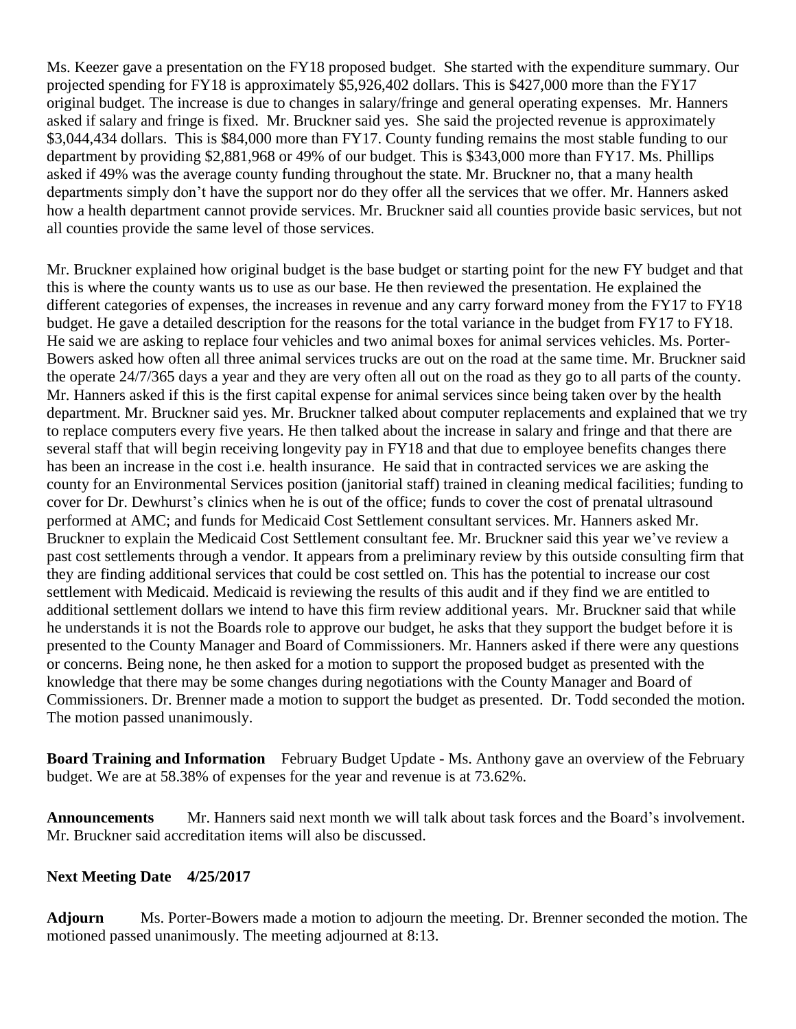Ms. Keezer gave a presentation on the FY18 proposed budget. She started with the expenditure summary. Our projected spending for FY18 is approximately $5,926,402 dollars. This is $427,000 more than the FY17 original budget. The increase is due to changes in salary/fringe and general operating expenses. Mr. Hanners asked if salary and fringe is fixed. Mr. Bruckner said yes. She said the projected revenue is approximately $3,044,434 dollars. This is $84,000 more than FY17. County funding remains the most stable funding to our department by providing $2,881,968 or 49% of our budget. This is $343,000 more than FY17. Ms. Phillips asked if 49% was the average county funding throughout the state. Mr. Bruckner no, that a many health departments simply don't have the support nor do they offer all the services that we offer. Mr. Hanners asked how a health department cannot provide services. Mr. Bruckner said all counties provide basic services, but not all counties provide the same level of those services.

Mr. Bruckner explained how original budget is the base budget or starting point for the new FY budget and that this is where the county wants us to use as our base. He then reviewed the presentation. He explained the different categories of expenses, the increases in revenue and any carry forward money from the FY17 to FY18 budget. He gave a detailed description for the reasons for the total variance in the budget from FY17 to FY18. He said we are asking to replace four vehicles and two animal boxes for animal services vehicles. Ms. Porter-Bowers asked how often all three animal services trucks are out on the road at the same time. Mr. Bruckner said the operate 24/7/365 days a year and they are very often all out on the road as they go to all parts of the county. Mr. Hanners asked if this is the first capital expense for animal services since being taken over by the health department. Mr. Bruckner said yes. Mr. Bruckner talked about computer replacements and explained that we try to replace computers every five years. He then talked about the increase in salary and fringe and that there are several staff that will begin receiving longevity pay in FY18 and that due to employee benefits changes there has been an increase in the cost i.e. health insurance. He said that in contracted services we are asking the county for an Environmental Services position (janitorial staff) trained in cleaning medical facilities; funding to cover for Dr. Dewhurst's clinics when he is out of the office; funds to cover the cost of prenatal ultrasound performed at AMC; and funds for Medicaid Cost Settlement consultant services. Mr. Hanners asked Mr. Bruckner to explain the Medicaid Cost Settlement consultant fee. Mr. Bruckner said this year we've review a past cost settlements through a vendor. It appears from a preliminary review by this outside consulting firm that they are finding additional services that could be cost settled on. This has the potential to increase our cost settlement with Medicaid. Medicaid is reviewing the results of this audit and if they find we are entitled to additional settlement dollars we intend to have this firm review additional years. Mr. Bruckner said that while he understands it is not the Boards role to approve our budget, he asks that they support the budget before it is presented to the County Manager and Board of Commissioners. Mr. Hanners asked if there were any questions or concerns. Being none, he then asked for a motion to support the proposed budget as presented with the knowledge that there may be some changes during negotiations with the County Manager and Board of Commissioners. Dr. Brenner made a motion to support the budget as presented. Dr. Todd seconded the motion. The motion passed unanimously.

**Board Training and Information** February Budget Update - Ms. Anthony gave an overview of the February budget. We are at 58.38% of expenses for the year and revenue is at 73.62%.

**Announcements** Mr. Hanners said next month we will talk about task forces and the Board's involvement. Mr. Bruckner said accreditation items will also be discussed.

**Next Meeting Date 4/25/2017**

**Adjourn** Ms. Porter-Bowers made a motion to adjourn the meeting. Dr. Brenner seconded the motion. The motioned passed unanimously. The meeting adjourned at 8:13.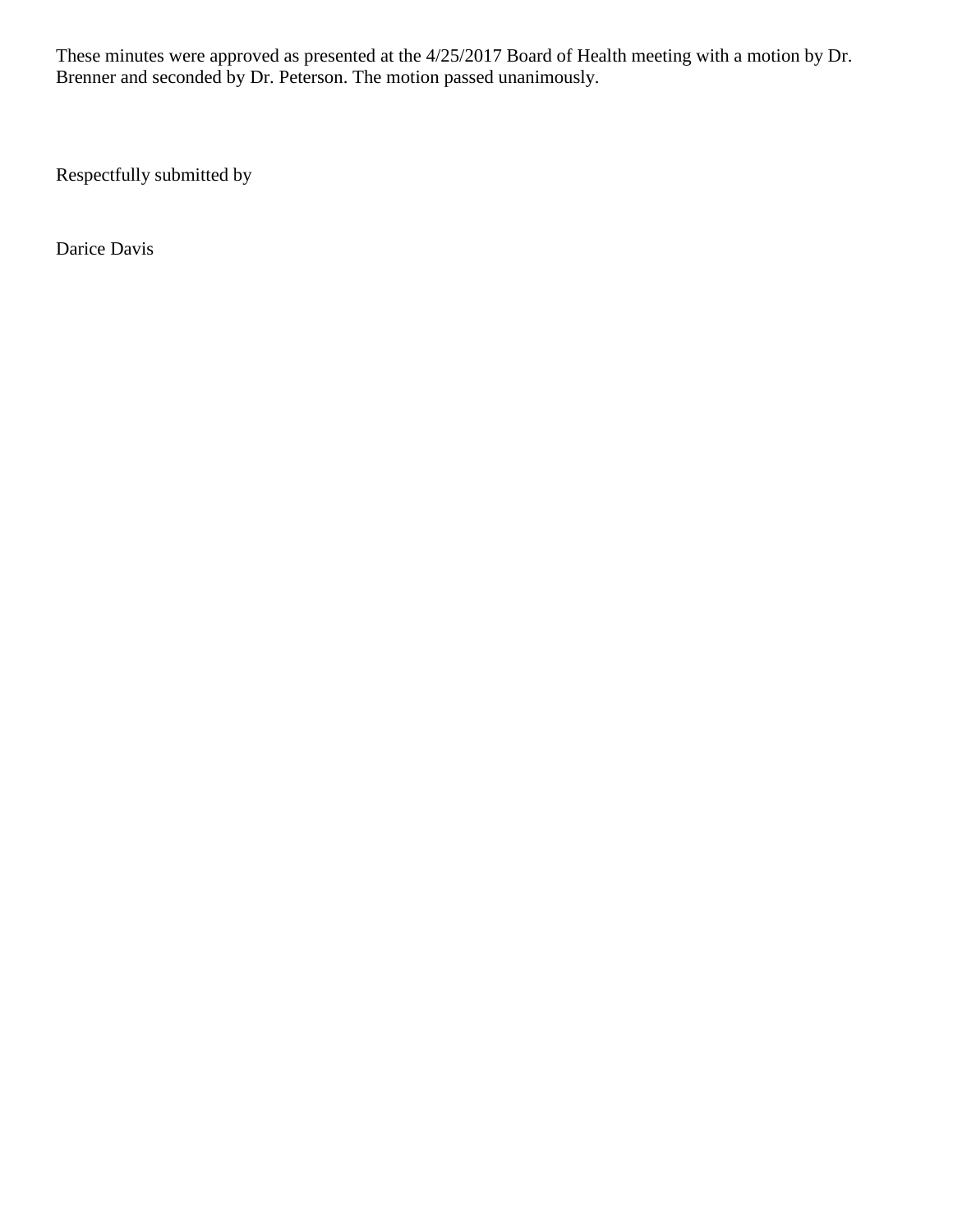These minutes were approved as presented at the 4/25/2017 Board of Health meeting with a motion by Dr. Brenner and seconded by Dr. Peterson. The motion passed unanimously.

Respectfully submitted by

Darice Davis